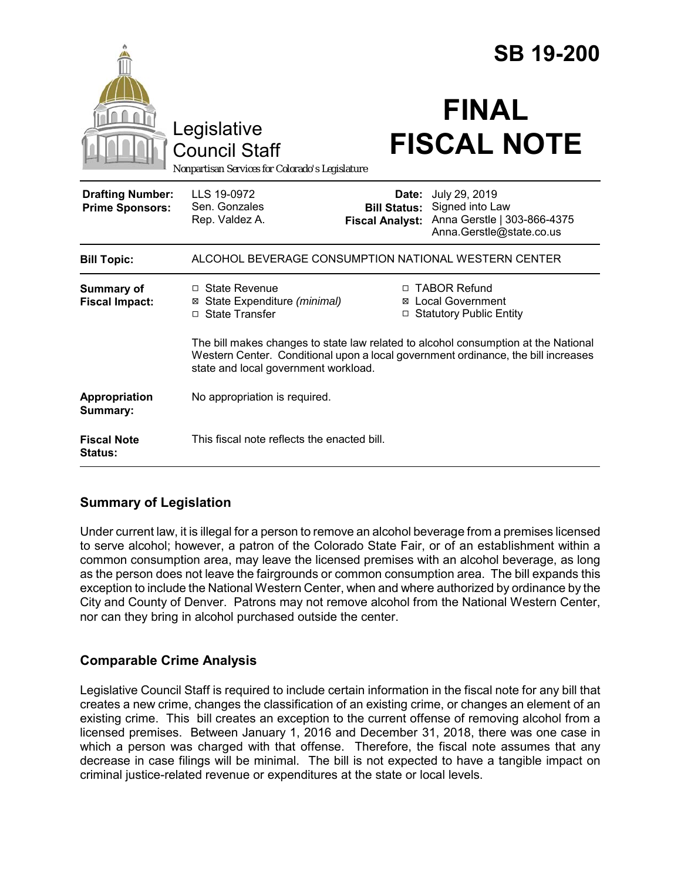# SB 19-200

Legislative Council Staff

*Nonpartisan Services for Colorado's Legislature*

# FINAL FISCAL NOTE

| | | | |
|---|---|---|---|
| **Drafting Number:** | LLS 19-0972 | **Date:** | July 29, 2019 |
| **Prime Sponsors:** | Sen. Gonzales<br>Rep. Valdez A. | **Bill Status:** | Signed into Law |
| | | **Fiscal Analyst:** | Anna Gerstle \| 303-866-4375<br>Anna.Gerstle@state.co.us |

| | |
|---|---|
| **Bill Topic:** | ALCOHOL BEVERAGE CONSUMPTION NATIONAL WESTERN CENTER |
| **Summary of Fiscal Impact:** | ☐ State Revenue<br>☒ State Expenditure *(minimal)*<br>☐ State Transfer<br>☐ TABOR Refund<br>☒ Local Government<br>☐ Statutory Public Entity<br><br>The bill makes changes to state law related to alcohol consumption at the National Western Center. Conditional upon a local government ordinance, the bill increases state and local government workload. |
| **Appropriation Summary:** | No appropriation is required. |
| **Fiscal Note Status:** | This fiscal note reflects the enacted bill. |

## Summary of Legislation

Under current law, it is illegal for a person to remove an alcohol beverage from a premises licensed to serve alcohol; however, a patron of the Colorado State Fair, or of an establishment within a common consumption area, may leave the licensed premises with an alcohol beverage, as long as the person does not leave the fairgrounds or common consumption area. The bill expands this exception to include the National Western Center, when and where authorized by ordinance by the City and County of Denver. Patrons may not remove alcohol from the National Western Center, nor can they bring in alcohol purchased outside the center.

## Comparable Crime Analysis

Legislative Council Staff is required to include certain information in the fiscal note for any bill that creates a new crime, changes the classification of an existing crime, or changes an element of an existing crime. This bill creates an exception to the current offense of removing alcohol from a licensed premises. Between January 1, 2016 and December 31, 2018, there was one case in which a person was charged with that offense. Therefore, the fiscal note assumes that any decrease in case filings will be minimal. The bill is not expected to have a tangible impact on criminal justice-related revenue or expenditures at the state or local levels.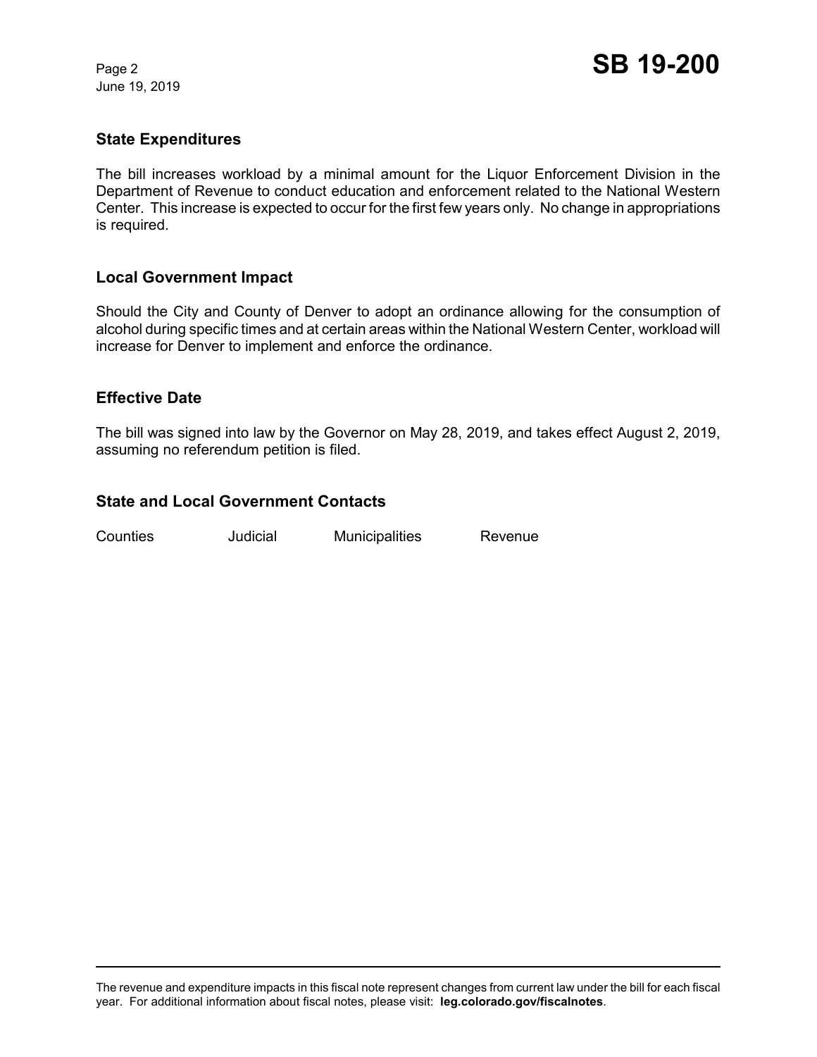## State Expenditures

The bill increases workload by a minimal amount for the Liquor Enforcement Division in the Department of Revenue to conduct education and enforcement related to the National Western Center. This increase is expected to occur for the first few years only. No change in appropriations is required.

## Local Government Impact

Should the City and County of Denver to adopt an ordinance allowing for the consumption of alcohol during specific times and at certain areas within the National Western Center, workload will increase for Denver to implement and enforce the ordinance.

## Effective Date

The bill was signed into law by the Governor on May 28, 2019, and takes effect August 2, 2019, assuming no referendum petition is filed.

## State and Local Government Contacts

Counties Judicial Municipalities Revenue

The revenue and expenditure impacts in this fiscal note represent changes from current law under the bill for each fiscal year. For additional information about fiscal notes, please visit: **leg.colorado.gov/fiscalnotes**.